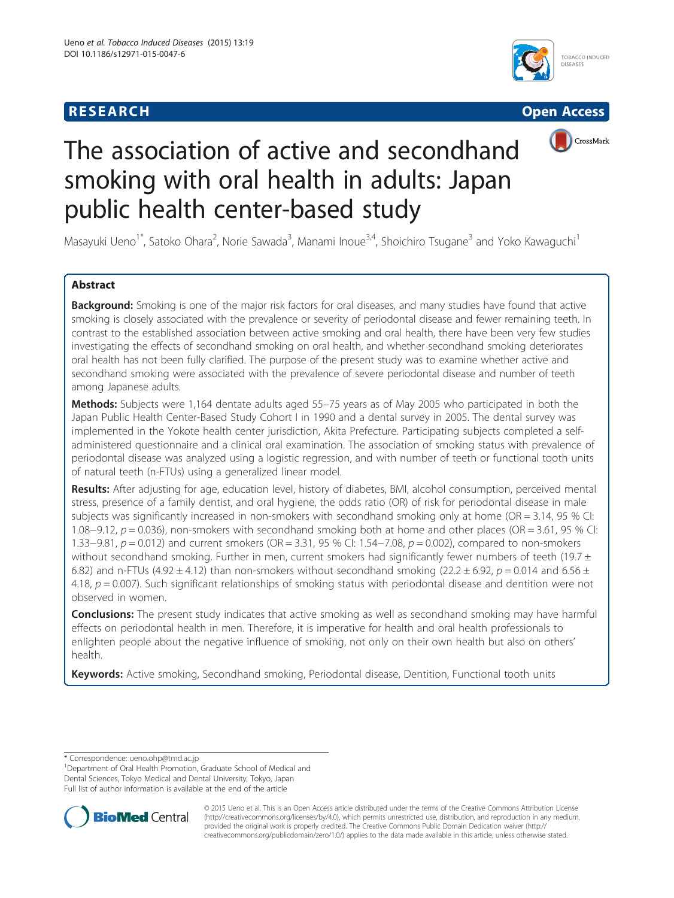RESEARCH

Open Access

# The association of active and secondhand smoking with oral health in adults: Japan public health center-based study

Masayuki Ueno[1*], Satoko Ohara[2], Norie Sawada[3], Manami Inoue[3,4], Shoichiro Tsugane[3] and Yoko Kawaguchi[1]

## Abstract

**Background:** Smoking is one of the major risk factors for oral diseases, and many studies have found that active smoking is closely associated with the prevalence or severity of periodontal disease and fewer remaining teeth. In contrast to the established association between active smoking and oral health, there have been very few studies investigating the effects of secondhand smoking on oral health, and whether secondhand smoking deteriorates oral health has not been fully clarified. The purpose of the present study was to examine whether active and secondhand smoking were associated with the prevalence of severe periodontal disease and number of teeth among Japanese adults.

**Methods:** Subjects were 1,164 dentate adults aged 55–75 years as of May 2005 who participated in both the Japan Public Health Center-Based Study Cohort I in 1990 and a dental survey in 2005. The dental survey was implemented in the Yokote health center jurisdiction, Akita Prefecture. Participating subjects completed a self-administered questionnaire and a clinical oral examination. The association of smoking status with prevalence of periodontal disease was analyzed using a logistic regression, and with number of teeth or functional tooth units of natural teeth (n-FTUs) using a generalized linear model.

**Results:** After adjusting for age, education level, history of diabetes, BMI, alcohol consumption, perceived mental stress, presence of a family dentist, and oral hygiene, the odds ratio (OR) of risk for periodontal disease in male subjects was significantly increased in non-smokers with secondhand smoking only at home (OR = 3.14, 95 % CI: 1.08−9.12, $p = 0.036$), non-smokers with secondhand smoking both at home and other places (OR = 3.61, 95 % CI: 1.33−9.81, $p = 0.012$) and current smokers (OR = 3.31, 95 % CI: 1.54−7.08, $p = 0.002$), compared to non-smokers without secondhand smoking. Further in men, current smokers had significantly fewer numbers of teeth (19.7 ± 6.82) and n-FTUs (4.92 ± 4.12) than non-smokers without secondhand smoking (22.2 ± 6.92, $p = 0.014$ and 6.56 ± 4.18, $p = 0.007$). Such significant relationships of smoking status with periodontal disease and dentition were not observed in women.

**Conclusions:** The present study indicates that active smoking as well as secondhand smoking may have harmful effects on periodontal health in men. Therefore, it is imperative for health and oral health professionals to enlighten people about the negative influence of smoking, not only on their own health but also on others' health.

**Keywords:** Active smoking, Secondhand smoking, Periodontal disease, Dentition, Functional tooth units

---

* Correspondence: ueno.ohp@tmd.ac.jp
[1]Department of Oral Health Promotion, Graduate School of Medical and Dental Sciences, Tokyo Medical and Dental University, Tokyo, Japan
Full list of author information is available at the end of the article

© 2015 Ueno et al. This is an Open Access article distributed under the terms of the Creative Commons Attribution License (http://creativecommons.org/licenses/by/4.0), which permits unrestricted use, distribution, and reproduction in any medium, provided the original work is properly credited. The Creative Commons Public Domain Dedication waiver (http://creativecommons.org/publicdomain/zero/1.0/) applies to the data made available in this article, unless otherwise stated.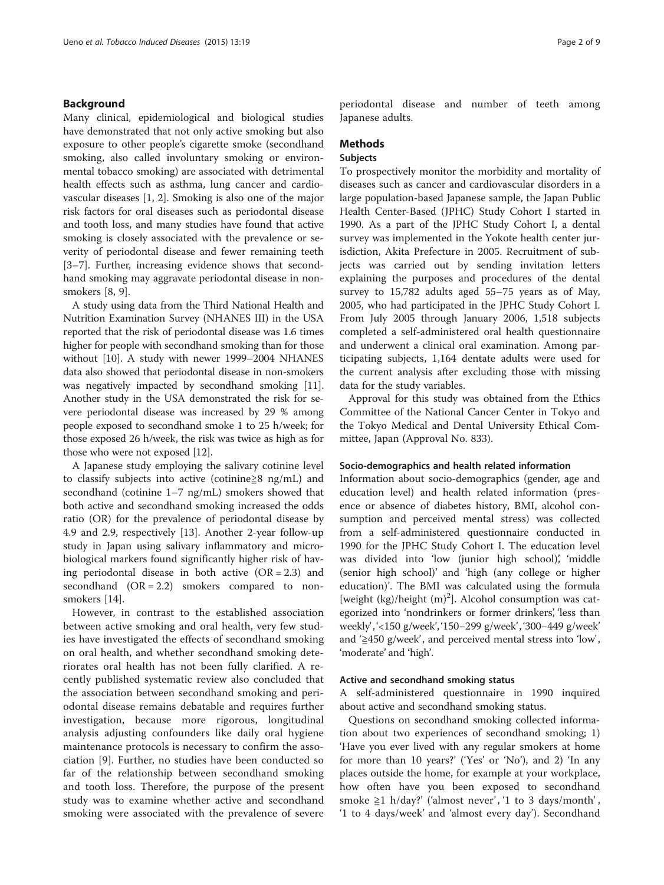## Background

Many clinical, epidemiological and biological studies have demonstrated that not only active smoking but also exposure to other people's cigarette smoke (secondhand smoking, also called involuntary smoking or environmental tobacco smoking) are associated with detrimental health effects such as asthma, lung cancer and cardiovascular diseases [1, 2]. Smoking is also one of the major risk factors for oral diseases such as periodontal disease and tooth loss, and many studies have found that active smoking is closely associated with the prevalence or severity of periodontal disease and fewer remaining teeth [3–7]. Further, increasing evidence shows that secondhand smoking may aggravate periodontal disease in non-smokers [8, 9].

A study using data from the Third National Health and Nutrition Examination Survey (NHANES III) in the USA reported that the risk of periodontal disease was 1.6 times higher for people with secondhand smoking than for those without [10]. A study with newer 1999–2004 NHANES data also showed that periodontal disease in non-smokers was negatively impacted by secondhand smoking [11]. Another study in the USA demonstrated the risk for severe periodontal disease was increased by 29 % among people exposed to secondhand smoke 1 to 25 h/week; for those exposed 26 h/week, the risk was twice as high as for those who were not exposed [12].

A Japanese study employing the salivary cotinine level to classify subjects into active (cotinine≧8 ng/mL) and secondhand (cotinine 1–7 ng/mL) smokers showed that both active and secondhand smoking increased the odds ratio (OR) for the prevalence of periodontal disease by 4.9 and 2.9, respectively [13]. Another 2-year follow-up study in Japan using salivary inflammatory and microbiological markers found significantly higher risk of having periodontal disease in both active (OR = 2.3) and secondhand (OR = 2.2) smokers compared to non-smokers [14].

However, in contrast to the established association between active smoking and oral health, very few studies have investigated the effects of secondhand smoking on oral health, and whether secondhand smoking deteriorates oral health has not been fully clarified. A recently published systematic review also concluded that the association between secondhand smoking and periodontal disease remains debatable and requires further investigation, because more rigorous, longitudinal analysis adjusting confounders like daily oral hygiene maintenance protocols is necessary to confirm the association [9]. Further, no studies have been conducted so far of the relationship between secondhand smoking and tooth loss. Therefore, the purpose of the present study was to examine whether active and secondhand smoking were associated with the prevalence of severe periodontal disease and number of teeth among Japanese adults.

## Methods

### Subjects

To prospectively monitor the morbidity and mortality of diseases such as cancer and cardiovascular disorders in a large population-based Japanese sample, the Japan Public Health Center-Based (JPHC) Study Cohort I started in 1990. As a part of the JPHC Study Cohort I, a dental survey was implemented in the Yokote health center jurisdiction, Akita Prefecture in 2005. Recruitment of subjects was carried out by sending invitation letters explaining the purposes and procedures of the dental survey to 15,782 adults aged 55–75 years as of May, 2005, who had participated in the JPHC Study Cohort I. From July 2005 through January 2006, 1,518 subjects completed a self-administered oral health questionnaire and underwent a clinical oral examination. Among participating subjects, 1,164 dentate adults were used for the current analysis after excluding those with missing data for the study variables.

Approval for this study was obtained from the Ethics Committee of the National Cancer Center in Tokyo and the Tokyo Medical and Dental University Ethical Committee, Japan (Approval No. 833).

### Socio-demographics and health related information

Information about socio-demographics (gender, age and education level) and health related information (presence or absence of diabetes history, BMI, alcohol consumption and perceived mental stress) was collected from a self-administered questionnaire conducted in 1990 for the JPHC Study Cohort I. The education level was divided into 'low (junior high school)', 'middle (senior high school)' and 'high (any college or higher education)'. The BMI was calculated using the formula [weight (kg)/height $(m)^2$]. Alcohol consumption was categorized into 'nondrinkers or former drinkers', 'less than weekly', '<150 g/week', '150–299 g/week', '300–449 g/week' and '≧450 g/week', and perceived mental stress into 'low', 'moderate' and 'high'.

### Active and secondhand smoking status

A self-administered questionnaire in 1990 inquired about active and secondhand smoking status.

Questions on secondhand smoking collected information about two experiences of secondhand smoking; 1) 'Have you ever lived with any regular smokers at home for more than 10 years?' ('Yes' or 'No'), and 2) 'In any places outside the home, for example at your workplace, how often have you been exposed to secondhand smoke ≧1 h/day?' ('almost never', '1 to 3 days/month', '1 to 4 days/week' and 'almost every day'). Secondhand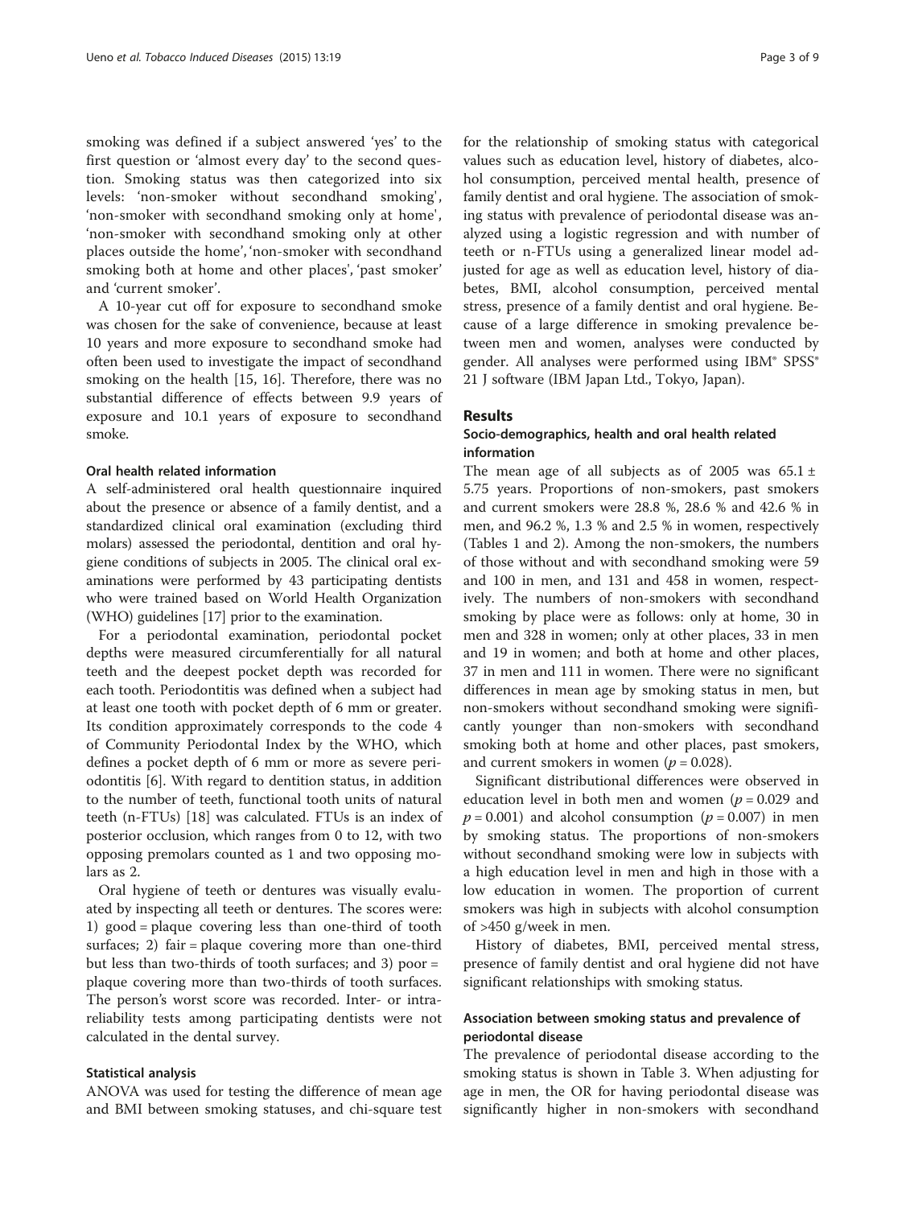smoking was defined if a subject answered 'yes' to the first question or 'almost every day' to the second question. Smoking status was then categorized into six levels: 'non-smoker without secondhand smoking', 'non-smoker with secondhand smoking only at home', 'non-smoker with secondhand smoking only at other places outside the home', 'non-smoker with secondhand smoking both at home and other places', 'past smoker' and 'current smoker'.

A 10-year cut off for exposure to secondhand smoke was chosen for the sake of convenience, because at least 10 years and more exposure to secondhand smoke had often been used to investigate the impact of secondhand smoking on the health [15, 16]. Therefore, there was no substantial difference of effects between 9.9 years of exposure and 10.1 years of exposure to secondhand smoke.

#### Oral health related information

A self-administered oral health questionnaire inquired about the presence or absence of a family dentist, and a standardized clinical oral examination (excluding third molars) assessed the periodontal, dentition and oral hygiene conditions of subjects in 2005. The clinical oral examinations were performed by 43 participating dentists who were trained based on World Health Organization (WHO) guidelines [17] prior to the examination.

For a periodontal examination, periodontal pocket depths were measured circumferentially for all natural teeth and the deepest pocket depth was recorded for each tooth. Periodontitis was defined when a subject had at least one tooth with pocket depth of 6 mm or greater. Its condition approximately corresponds to the code 4 of Community Periodontal Index by the WHO, which defines a pocket depth of 6 mm or more as severe periodontitis [6]. With regard to dentition status, in addition to the number of teeth, functional tooth units of natural teeth (n-FTUs) [18] was calculated. FTUs is an index of posterior occlusion, which ranges from 0 to 12, with two opposing premolars counted as 1 and two opposing molars as 2.

Oral hygiene of teeth or dentures was visually evaluated by inspecting all teeth or dentures. The scores were: 1) good = plaque covering less than one-third of tooth surfaces; 2) fair = plaque covering more than one-third but less than two-thirds of tooth surfaces; and 3) poor = plaque covering more than two-thirds of tooth surfaces. The person's worst score was recorded. Inter- or intra-reliability tests among participating dentists were not calculated in the dental survey.

#### Statistical analysis

ANOVA was used for testing the difference of mean age and BMI between smoking statuses, and chi-square test for the relationship of smoking status with categorical values such as education level, history of diabetes, alcohol consumption, perceived mental health, presence of family dentist and oral hygiene. The association of smoking status with prevalence of periodontal disease was analyzed using a logistic regression and with number of teeth or n-FTUs using a generalized linear model adjusted for age as well as education level, history of diabetes, BMI, alcohol consumption, perceived mental stress, presence of a family dentist and oral hygiene. Because of a large difference in smoking prevalence between men and women, analyses were conducted by gender. All analyses were performed using IBM® SPSS® 21 J software (IBM Japan Ltd., Tokyo, Japan).

## Results

### Socio-demographics, health and oral health related information

The mean age of all subjects as of 2005 was 65.1 ± 5.75 years. Proportions of non-smokers, past smokers and current smokers were 28.8 %, 28.6 % and 42.6 % in men, and 96.2 %, 1.3 % and 2.5 % in women, respectively (Tables 1 and 2). Among the non-smokers, the numbers of those without and with secondhand smoking were 59 and 100 in men, and 131 and 458 in women, respectively. The numbers of non-smokers with secondhand smoking by place were as follows: only at home, 30 in men and 328 in women; only at other places, 33 in men and 19 in women; and both at home and other places, 37 in men and 111 in women. There were no significant differences in mean age by smoking status in men, but non-smokers without secondhand smoking were significantly younger than non-smokers with secondhand smoking both at home and other places, past smokers, and current smokers in women ($p = 0.028$).

Significant distributional differences were observed in education level in both men and women ($p = 0.029$ and $p = 0.001$) and alcohol consumption ($p = 0.007$) in men by smoking status. The proportions of non-smokers without secondhand smoking were low in subjects with a high education level in men and high in those with a low education in women. The proportion of current smokers was high in subjects with alcohol consumption of >450 g/week in men.

History of diabetes, BMI, perceived mental stress, presence of family dentist and oral hygiene did not have significant relationships with smoking status.

### Association between smoking status and prevalence of periodontal disease

The prevalence of periodontal disease according to the smoking status is shown in Table 3. When adjusting for age in men, the OR for having periodontal disease was significantly higher in non-smokers with secondhand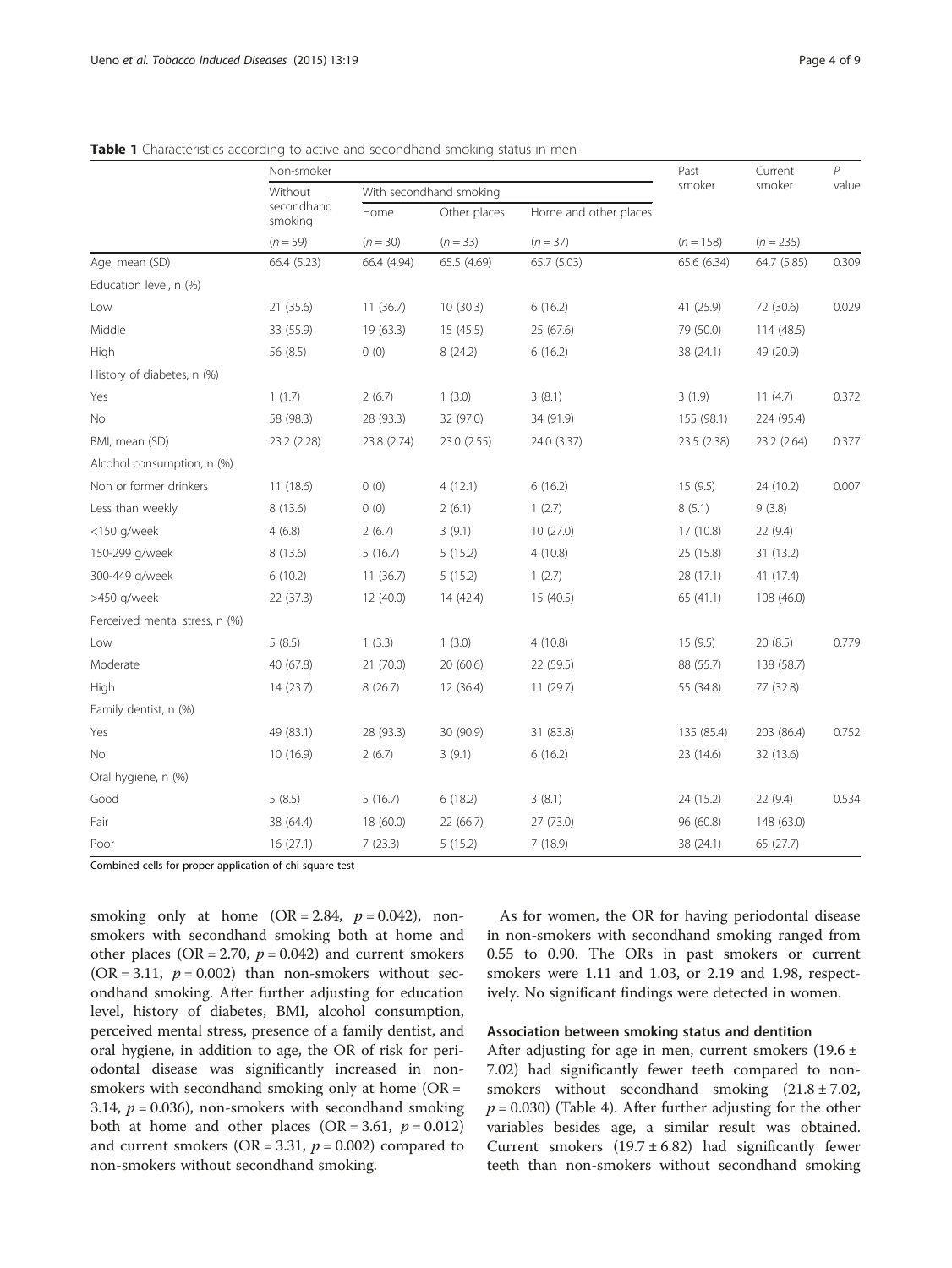**Table 1** Characteristics according to active and secondhand smoking status in men

| | Non-smoker | | | | Past smoker | Current smoker | P value |
|---|---|---|---|---|---|---|---|
| | Without secondhand smoking | With secondhand smoking | | | | | |
| | | Home | Other places | Home and other places | | | |
| | (n = 59) | (n = 30) | (n = 33) | (n = 37) | (n = 158) | (n = 235) | |
| Age, mean (SD) | 66.4 (5.23) | 66.4 (4.94) | 65.5 (4.69) | 65.7 (5.03) | 65.6 (6.34) | 64.7 (5.85) | 0.309 |
| Education level, n (%) | | | | | | | |
| Low | 21 (35.6) | 11 (36.7) | 10 (30.3) | 6 (16.2) | 41 (25.9) | 72 (30.6) | 0.029 |
| Middle | 33 (55.9) | 19 (63.3) | 15 (45.5) | 25 (67.6) | 79 (50.0) | 114 (48.5) | |
| High | 56 (8.5) | 0 (0) | 8 (24.2) | 6 (16.2) | 38 (24.1) | 49 (20.9) | |
| History of diabetes, n (%) | | | | | | | |
| Yes | 1 (1.7) | 2 (6.7) | 1 (3.0) | 3 (8.1) | 3 (1.9) | 11 (4.7) | 0.372 |
| No | 58 (98.3) | 28 (93.3) | 32 (97.0) | 34 (91.9) | 155 (98.1) | 224 (95.4) | |
| BMI, mean (SD) | 23.2 (2.28) | 23.8 (2.74) | 23.0 (2.55) | 24.0 (3.37) | 23.5 (2.38) | 23.2 (2.64) | 0.377 |
| Alcohol consumption, n (%) | | | | | | | |
| Non or former drinkers | 11 (18.6) | 0 (0) | 4 (12.1) | 6 (16.2) | 15 (9.5) | 24 (10.2) | 0.007 |
| Less than weekly | 8 (13.6) | 0 (0) | 2 (6.1) | 1 (2.7) | 8 (5.1) | 9 (3.8) | |
| <150 g/week | 4 (6.8) | 2 (6.7) | 3 (9.1) | 10 (27.0) | 17 (10.8) | 22 (9.4) | |
| 150-299 g/week | 8 (13.6) | 5 (16.7) | 5 (15.2) | 4 (10.8) | 25 (15.8) | 31 (13.2) | |
| 300-449 g/week | 6 (10.2) | 11 (36.7) | 5 (15.2) | 1 (2.7) | 28 (17.1) | 41 (17.4) | |
| >450 g/week | 22 (37.3) | 12 (40.0) | 14 (42.4) | 15 (40.5) | 65 (41.1) | 108 (46.0) | |
| Perceived mental stress, n (%) | | | | | | | |
| Low | 5 (8.5) | 1 (3.3) | 1 (3.0) | 4 (10.8) | 15 (9.5) | 20 (8.5) | 0.779 |
| Moderate | 40 (67.8) | 21 (70.0) | 20 (60.6) | 22 (59.5) | 88 (55.7) | 138 (58.7) | |
| High | 14 (23.7) | 8 (26.7) | 12 (36.4) | 11 (29.7) | 55 (34.8) | 77 (32.8) | |
| Family dentist, n (%) | | | | | | | |
| Yes | 49 (83.1) | 28 (93.3) | 30 (90.9) | 31 (83.8) | 135 (85.4) | 203 (86.4) | 0.752 |
| No | 10 (16.9) | 2 (6.7) | 3 (9.1) | 6 (16.2) | 23 (14.6) | 32 (13.6) | |
| Oral hygiene, n (%) | | | | | | | |
| Good | 5 (8.5) | 5 (16.7) | 6 (18.2) | 3 (8.1) | 24 (15.2) | 22 (9.4) | 0.534 |
| Fair | 38 (64.4) | 18 (60.0) | 22 (66.7) | 27 (73.0) | 96 (60.8) | 148 (63.0) | |
| Poor | 16 (27.1) | 7 (23.3) | 5 (15.2) | 7 (18.9) | 38 (24.1) | 65 (27.7) | |

Combined cells for proper application of chi-square test

smoking only at home (OR = 2.84, $p = 0.042$), non-smokers with secondhand smoking both at home and other places (OR = 2.70, $p = 0.042$) and current smokers (OR = 3.11, $p = 0.002$) than non-smokers without secondhand smoking. After further adjusting for education level, history of diabetes, BMI, alcohol consumption, perceived mental stress, presence of a family dentist, and oral hygiene, in addition to age, the OR of risk for periodontal disease was significantly increased in non-smokers with secondhand smoking only at home (OR = 3.14, $p = 0.036$), non-smokers with secondhand smoking both at home and other places (OR = 3.61, $p = 0.012$) and current smokers (OR = 3.31, $p = 0.002$) compared to non-smokers without secondhand smoking.

As for women, the OR for having periodontal disease in non-smokers with secondhand smoking ranged from 0.55 to 0.90. The ORs in past smokers or current smokers were 1.11 and 1.03, or 2.19 and 1.98, respectively. No significant findings were detected in women.

### Association between smoking status and dentition

After adjusting for age in men, current smokers (19.6 ± 7.02) had significantly fewer teeth compared to non-smokers without secondhand smoking (21.8 ± 7.02, $p = 0.030$) (Table 4). After further adjusting for the other variables besides age, a similar result was obtained. Current smokers (19.7 ± 6.82) had significantly fewer teeth than non-smokers without secondhand smoking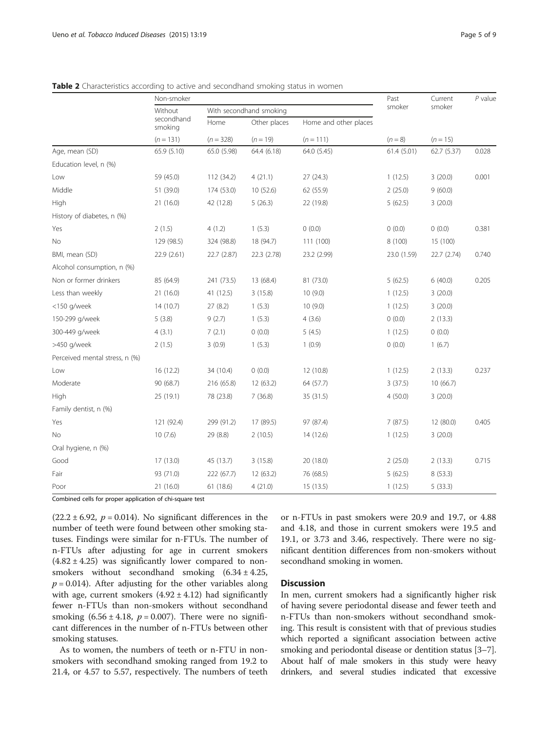**Table 2** Characteristics according to active and secondhand smoking status in women

| | Non-smoker | | | | Past smoker | Current smoker | *P* value |
|---|---|---|---|---|---|---|---|
| | Without secondhand smoking | With secondhand smoking | | | | | |
| | | Home | Other places | Home and other places | | | |
| | (*n* = 131) | (*n* = 328) | (*n* = 19) | (*n* = 111) | (*n* = 8) | (*n* = 15) | |
| Age, mean (SD) | 65.9 (5.10) | 65.0 (5.98) | 64.4 (6.18) | 64.0 (5.45) | 61.4 (5.01) | 62.7 (5.37) | 0.028 |
| Education level, n (%) | | | | | | | |
| Low | 59 (45.0) | 112 (34.2) | 4 (21.1) | 27 (24.3) | 1 (12.5) | 3 (20.0) | 0.001 |
| Middle | 51 (39.0) | 174 (53.0) | 10 (52.6) | 62 (55.9) | 2 (25.0) | 9 (60.0) | |
| High | 21 (16.0) | 42 (12.8) | 5 (26.3) | 22 (19.8) | 5 (62.5) | 3 (20.0) | |
| History of diabetes, n (%) | | | | | | | |
| Yes | 2 (1.5) | 4 (1.2) | 1 (5.3) | 0 (0.0) | 0 (0.0) | 0 (0.0) | 0.381 |
| No | 129 (98.5) | 324 (98.8) | 18 (94.7) | 111 (100) | 8 (100) | 15 (100) | |
| BMI, mean (SD) | 22.9 (2.61) | 22.7 (2.87) | 22.3 (2.78) | 23.2 (2.99) | 23.0 (1.59) | 22.7 (2.74) | 0.740 |
| Alcohol consumption, n (%) | | | | | | | |
| Non or former drinkers | 85 (64.9) | 241 (73.5) | 13 (68.4) | 81 (73.0) | 5 (62.5) | 6 (40.0) | 0.205 |
| Less than weekly | 21 (16.0) | 41 (12.5) | 3 (15.8) | 10 (9.0) | 1 (12.5) | 3 (20.0) | |
| <150 g/week | 14 (10.7) | 27 (8.2) | 1 (5.3) | 10 (9.0) | 1 (12.5) | 3 (20.0) | |
| 150-299 g/week | 5 (3.8) | 9 (2.7) | 1 (5.3) | 4 (3.6) | 0 (0.0) | 2 (13.3) | |
| 300-449 g/week | 4 (3.1) | 7 (2.1) | 0 (0.0) | 5 (4.5) | 1 (12.5) | 0 (0.0) | |
| >450 g/week | 2 (1.5) | 3 (0.9) | 1 (5.3) | 1 (0.9) | 0 (0.0) | 1 (6.7) | |
| Perceived mental stress, n (%) | | | | | | | |
| Low | 16 (12.2) | 34 (10.4) | 0 (0.0) | 12 (10.8) | 1 (12.5) | 2 (13.3) | 0.237 |
| Moderate | 90 (68.7) | 216 (65.8) | 12 (63.2) | 64 (57.7) | 3 (37.5) | 10 (66.7) | |
| High | 25 (19.1) | 78 (23.8) | 7 (36.8) | 35 (31.5) | 4 (50.0) | 3 (20.0) | |
| Family dentist, n (%) | | | | | | | |
| Yes | 121 (92.4) | 299 (91.2) | 17 (89.5) | 97 (87.4) | 7 (87.5) | 12 (80.0) | 0.405 |
| No | 10 (7.6) | 29 (8.8) | 2 (10.5) | 14 (12.6) | 1 (12.5) | 3 (20.0) | |
| Oral hygiene, n (%) | | | | | | | |
| Good | 17 (13.0) | 45 (13.7) | 3 (15.8) | 20 (18.0) | 2 (25.0) | 2 (13.3) | 0.715 |
| Fair | 93 (71.0) | 222 (67.7) | 12 (63.2) | 76 (68.5) | 5 (62.5) | 8 (53.3) | |
| Poor | 21 (16.0) | 61 (18.6) | 4 (21.0) | 15 (13.5) | 1 (12.5) | 5 (33.3) | |

Combined cells for proper application of chi-square test

($22.2 \pm 6.92$, $p = 0.014$). No significant differences in the number of teeth were found between other smoking statuses. Findings were similar for n-FTUs. The number of n-FTUs after adjusting for age in current smokers ($4.82 \pm 4.25$) was significantly lower compared to non-smokers without secondhand smoking ($6.34 \pm 4.25$, $p = 0.014$). After adjusting for the other variables along with age, current smokers ($4.92 \pm 4.12$) had significantly fewer n-FTUs than non-smokers without secondhand smoking ($6.56 \pm 4.18$, $p = 0.007$). There were no significant differences in the number of n-FTUs between other smoking statuses.

As to women, the numbers of teeth or n-FTU in non-smokers with secondhand smoking ranged from 19.2 to 21.4, or 4.57 to 5.57, respectively. The numbers of teeth or n-FTUs in past smokers were 20.9 and 19.7, or 4.88 and 4.18, and those in current smokers were 19.5 and 19.1, or 3.73 and 3.46, respectively. There were no significant dentition differences from non-smokers without secondhand smoking in women.

## Discussion

In men, current smokers had a significantly higher risk of having severe periodontal disease and fewer teeth and n-FTUs than non-smokers without secondhand smoking. This result is consistent with that of previous studies which reported a significant association between active smoking and periodontal disease or dentition status [3–7]. About half of male smokers in this study were heavy drinkers, and several studies indicated that excessive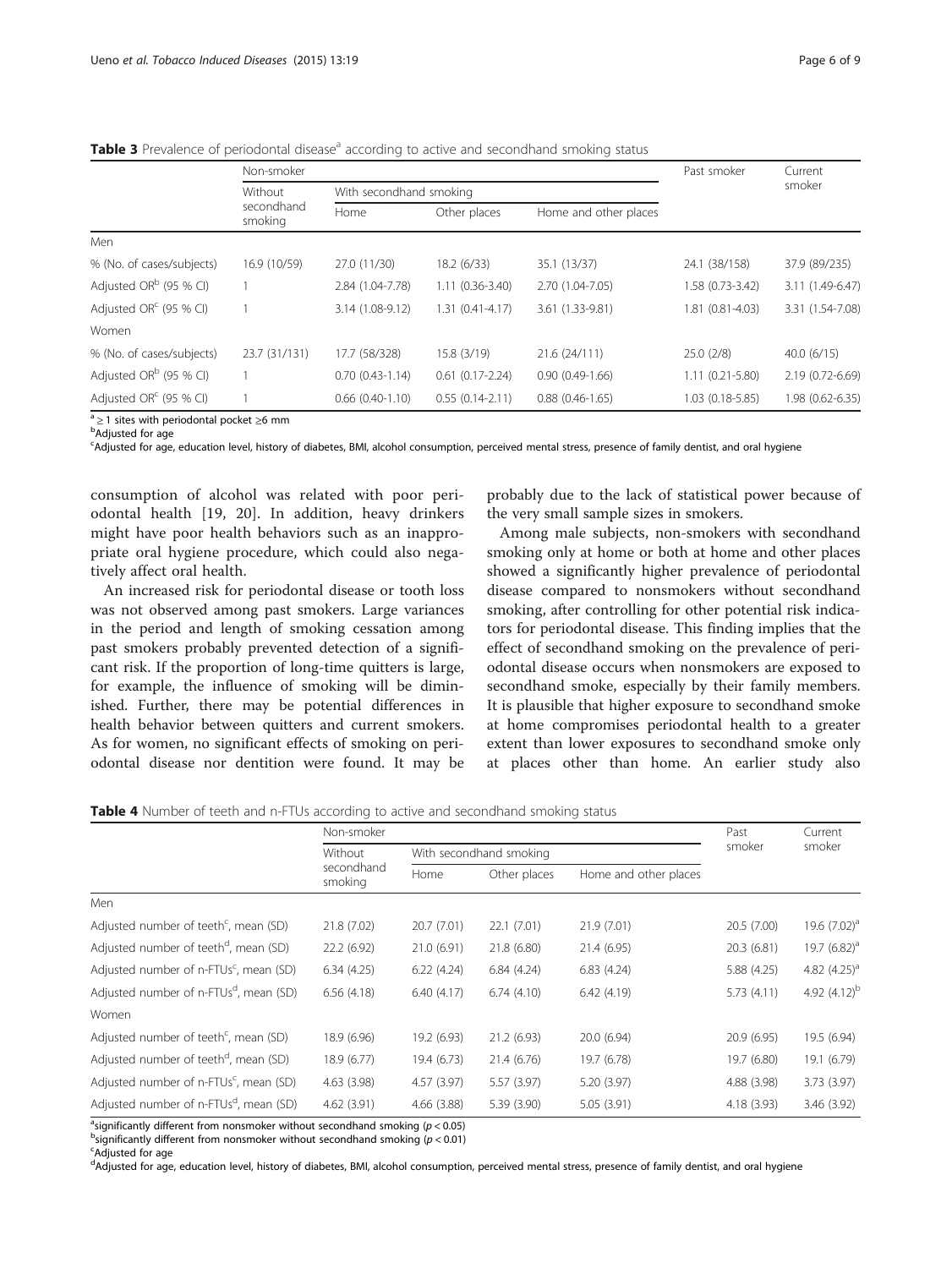**Table 3** Prevalence of periodontal disease[a] according to active and secondhand smoking status

| | Non-smoker | | | | Past smoker | Current smoker |
|---|---|---|---|---|---|---|
| | Without secondhand smoking | With secondhand smoking | | | | |
| | | Home | Other places | Home and other places | | |
| Men | | | | | | |
| % (No. of cases/subjects) | 16.9 (10/59) | 27.0 (11/30) | 18.2 (6/33) | 35.1 (13/37) | 24.1 (38/158) | 37.9 (89/235) |
| Adjusted OR[b] (95 % CI) | 1 | 2.84 (1.04-7.78) | 1.11 (0.36-3.40) | 2.70 (1.04-7.05) | 1.58 (0.73-3.42) | 3.11 (1.49-6.47) |
| Adjusted OR[c] (95 % CI) | 1 | 3.14 (1.08-9.12) | 1.31 (0.41-4.17) | 3.61 (1.33-9.81) | 1.81 (0.81-4.03) | 3.31 (1.54-7.08) |
| Women | | | | | | |
| % (No. of cases/subjects) | 23.7 (31/131) | 17.7 (58/328) | 15.8 (3/19) | 21.6 (24/111) | 25.0 (2/8) | 40.0 (6/15) |
| Adjusted OR[b] (95 % CI) | 1 | 0.70 (0.43-1.14) | 0.61 (0.17-2.24) | 0.90 (0.49-1.66) | 1.11 (0.21-5.80) | 2.19 (0.72-6.69) |
| Adjusted OR[c] (95 % CI) | 1 | 0.66 (0.40-1.10) | 0.55 (0.14-2.11) | 0.88 (0.46-1.65) | 1.03 (0.18-5.85) | 1.98 (0.62-6.35) |

[a] ≥ 1 sites with periodontal pocket ≥6 mm
[b] Adjusted for age
[c] Adjusted for age, education level, history of diabetes, BMI, alcohol consumption, perceived mental stress, presence of family dentist, and oral hygiene

consumption of alcohol was related with poor periodontal health [19, 20]. In addition, heavy drinkers might have poor health behaviors such as an inappropriate oral hygiene procedure, which could also negatively affect oral health.

An increased risk for periodontal disease or tooth loss was not observed among past smokers. Large variances in the period and length of smoking cessation among past smokers probably prevented detection of a significant risk. If the proportion of long-time quitters is large, for example, the influence of smoking will be diminished. Further, there may be potential differences in health behavior between quitters and current smokers. As for women, no significant effects of smoking on periodontal disease nor dentition were found. It may be probably due to the lack of statistical power because of the very small sample sizes in smokers.

Among male subjects, non-smokers with secondhand smoking only at home or both at home and other places showed a significantly higher prevalence of periodontal disease compared to nonsmokers without secondhand smoking, after controlling for other potential risk indicators for periodontal disease. This finding implies that the effect of secondhand smoking on the prevalence of periodontal disease occurs when nonsmokers are exposed to secondhand smoke, especially by their family members. It is plausible that higher exposure to secondhand smoke at home compromises periodontal health to a greater extent than lower exposures to secondhand smoke only at places other than home. An earlier study also

**Table 4** Number of teeth and n-FTUs according to active and secondhand smoking status

| | Non-smoker | | | | Past smoker | Current smoker |
|---|---|---|---|---|---|---|
| | Without secondhand smoking | With secondhand smoking | | | | |
| | | Home | Other places | Home and other places | | |
| Men | | | | | | |
| Adjusted number of teeth[c], mean (SD) | 21.8 (7.02) | 20.7 (7.01) | 22.1 (7.01) | 21.9 (7.01) | 20.5 (7.00) | 19.6 (7.02)[a] |
| Adjusted number of teeth[d], mean (SD) | 22.2 (6.92) | 21.0 (6.91) | 21.8 (6.80) | 21.4 (6.95) | 20.3 (6.81) | 19.7 (6.82)[a] |
| Adjusted number of n-FTUs[c], mean (SD) | 6.34 (4.25) | 6.22 (4.24) | 6.84 (4.24) | 6.83 (4.24) | 5.88 (4.25) | 4.82 (4.25)[a] |
| Adjusted number of n-FTUs[d], mean (SD) | 6.56 (4.18) | 6.40 (4.17) | 6.74 (4.10) | 6.42 (4.19) | 5.73 (4.11) | 4.92 (4.12)[b] |
| Women | | | | | | |
| Adjusted number of teeth[c], mean (SD) | 18.9 (6.96) | 19.2 (6.93) | 21.2 (6.93) | 20.0 (6.94) | 20.9 (6.95) | 19.5 (6.94) |
| Adjusted number of teeth[d], mean (SD) | 18.9 (6.77) | 19.4 (6.73) | 21.4 (6.76) | 19.7 (6.78) | 19.7 (6.80) | 19.1 (6.79) |
| Adjusted number of n-FTUs[c], mean (SD) | 4.63 (3.98) | 4.57 (3.97) | 5.57 (3.97) | 5.20 (3.97) | 4.88 (3.98) | 3.73 (3.97) |
| Adjusted number of n-FTUs[d], mean (SD) | 4.62 (3.91) | 4.66 (3.88) | 5.39 (3.90) | 5.05 (3.91) | 4.18 (3.93) | 3.46 (3.92) |

[a] significantly different from nonsmoker without secondhand smoking ($p < 0.05$)
[b] significantly different from nonsmoker without secondhand smoking ($p < 0.01$)
[c] Adjusted for age
[d] Adjusted for age, education level, history of diabetes, BMI, alcohol consumption, perceived mental stress, presence of family dentist, and oral hygiene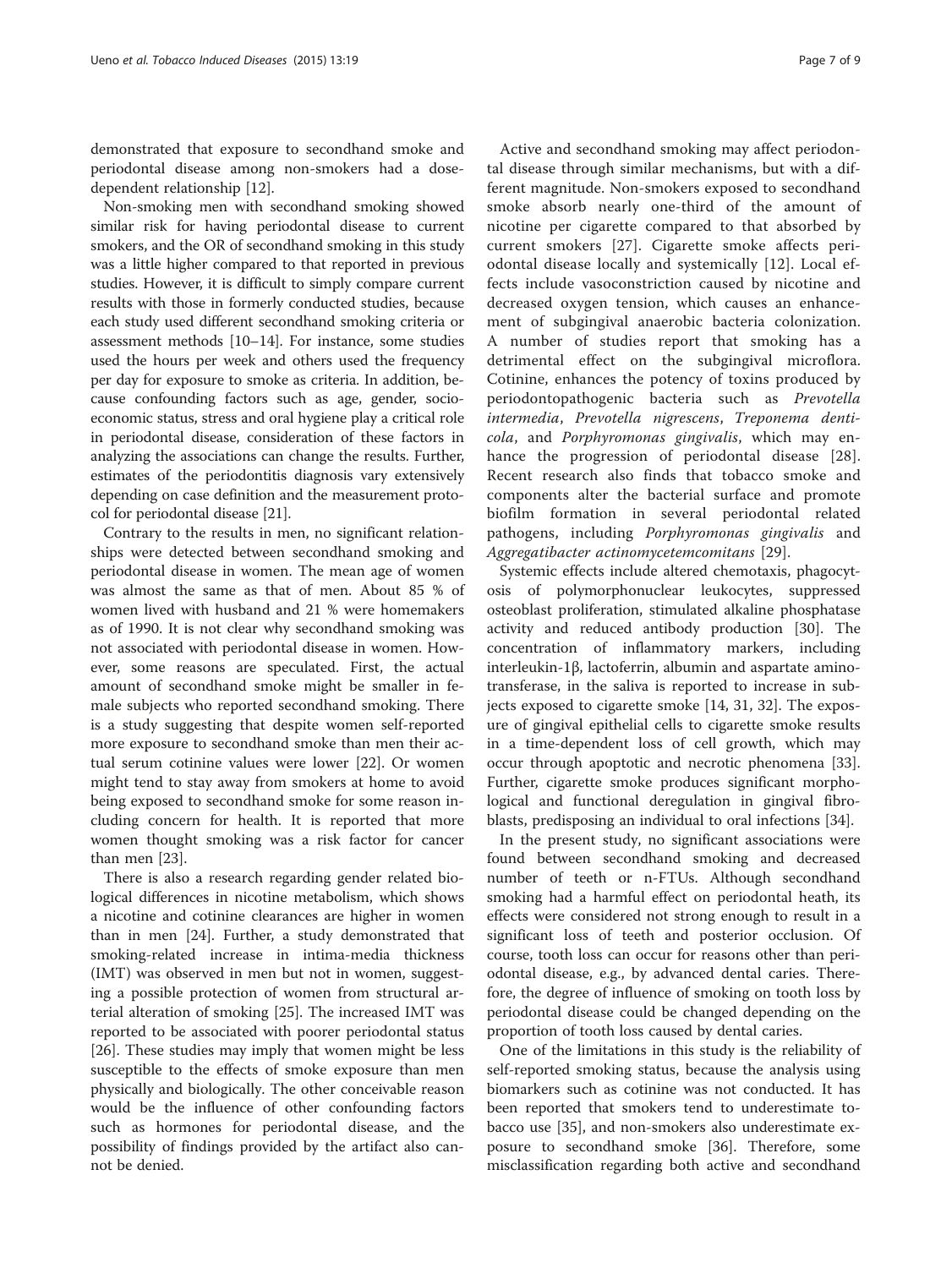demonstrated that exposure to secondhand smoke and periodontal disease among non-smokers had a dose-dependent relationship [12].

Non-smoking men with secondhand smoking showed similar risk for having periodontal disease to current smokers, and the OR of secondhand smoking in this study was a little higher compared to that reported in previous studies. However, it is difficult to simply compare current results with those in formerly conducted studies, because each study used different secondhand smoking criteria or assessment methods [10–14]. For instance, some studies used the hours per week and others used the frequency per day for exposure to smoke as criteria. In addition, because confounding factors such as age, gender, socioeconomic status, stress and oral hygiene play a critical role in periodontal disease, consideration of these factors in analyzing the associations can change the results. Further, estimates of the periodontitis diagnosis vary extensively depending on case definition and the measurement protocol for periodontal disease [21].

Contrary to the results in men, no significant relationships were detected between secondhand smoking and periodontal disease in women. The mean age of women was almost the same as that of men. About 85 % of women lived with husband and 21 % were homemakers as of 1990. It is not clear why secondhand smoking was not associated with periodontal disease in women. However, some reasons are speculated. First, the actual amount of secondhand smoke might be smaller in female subjects who reported secondhand smoking. There is a study suggesting that despite women self-reported more exposure to secondhand smoke than men their actual serum cotinine values were lower [22]. Or women might tend to stay away from smokers at home to avoid being exposed to secondhand smoke for some reason including concern for health. It is reported that more women thought smoking was a risk factor for cancer than men [23].

There is also a research regarding gender related biological differences in nicotine metabolism, which shows a nicotine and cotinine clearances are higher in women than in men [24]. Further, a study demonstrated that smoking-related increase in intima-media thickness (IMT) was observed in men but not in women, suggesting a possible protection of women from structural arterial alteration of smoking [25]. The increased IMT was reported to be associated with poorer periodontal status [26]. These studies may imply that women might be less susceptible to the effects of smoke exposure than men physically and biologically. The other conceivable reason would be the influence of other confounding factors such as hormones for periodontal disease, and the possibility of findings provided by the artifact also cannot be denied.

Active and secondhand smoking may affect periodontal disease through similar mechanisms, but with a different magnitude. Non-smokers exposed to secondhand smoke absorb nearly one-third of the amount of nicotine per cigarette compared to that absorbed by current smokers [27]. Cigarette smoke affects periodontal disease locally and systemically [12]. Local effects include vasoconstriction caused by nicotine and decreased oxygen tension, which causes an enhancement of subgingival anaerobic bacteria colonization. A number of studies report that smoking has a detrimental effect on the subgingival microflora. Cotinine, enhances the potency of toxins produced by periodontopathogenic bacteria such as *Prevotella intermedia*, *Prevotella nigrescens*, *Treponema denticola*, and *Porphyromonas gingivalis*, which may enhance the progression of periodontal disease [28]. Recent research also finds that tobacco smoke and components alter the bacterial surface and promote biofilm formation in several periodontal related pathogens, including *Porphyromonas gingivalis* and *Aggregatibacter actinomycetemcomitans* [29].

Systemic effects include altered chemotaxis, phagocytosis of polymorphonuclear leukocytes, suppressed osteoblast proliferation, stimulated alkaline phosphatase activity and reduced antibody production [30]. The concentration of inflammatory markers, including interleukin-1β, lactoferrin, albumin and aspartate aminotransferase, in the saliva is reported to increase in subjects exposed to cigarette smoke [14, 31, 32]. The exposure of gingival epithelial cells to cigarette smoke results in a time-dependent loss of cell growth, which may occur through apoptotic and necrotic phenomena [33]. Further, cigarette smoke produces significant morphological and functional deregulation in gingival fibroblasts, predisposing an individual to oral infections [34].

In the present study, no significant associations were found between secondhand smoking and decreased number of teeth or n-FTUs. Although secondhand smoking had a harmful effect on periodontal heath, its effects were considered not strong enough to result in a significant loss of teeth and posterior occlusion. Of course, tooth loss can occur for reasons other than periodontal disease, e.g., by advanced dental caries. Therefore, the degree of influence of smoking on tooth loss by periodontal disease could be changed depending on the proportion of tooth loss caused by dental caries.

One of the limitations in this study is the reliability of self-reported smoking status, because the analysis using biomarkers such as cotinine was not conducted. It has been reported that smokers tend to underestimate tobacco use [35], and non-smokers also underestimate exposure to secondhand smoke [36]. Therefore, some misclassification regarding both active and secondhand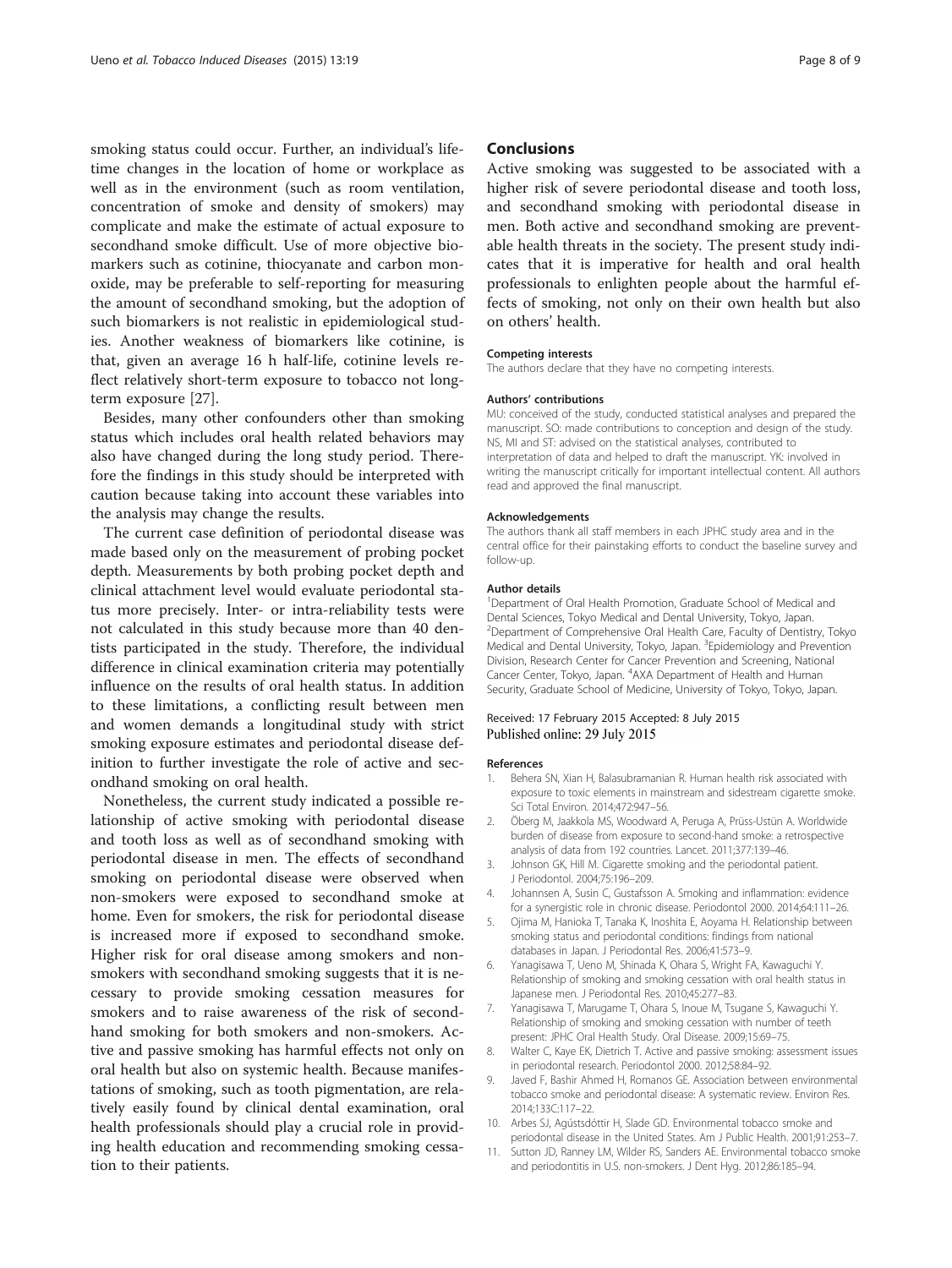smoking status could occur. Further, an individual's lifetime changes in the location of home or workplace as well as in the environment (such as room ventilation, concentration of smoke and density of smokers) may complicate and make the estimate of actual exposure to secondhand smoke difficult. Use of more objective biomarkers such as cotinine, thiocyanate and carbon monoxide, may be preferable to self-reporting for measuring the amount of secondhand smoking, but the adoption of such biomarkers is not realistic in epidemiological studies. Another weakness of biomarkers like cotinine, is that, given an average 16 h half-life, cotinine levels reflect relatively short-term exposure to tobacco not long-term exposure [27].

Besides, many other confounders other than smoking status which includes oral health related behaviors may also have changed during the long study period. Therefore the findings in this study should be interpreted with caution because taking into account these variables into the analysis may change the results.

The current case definition of periodontal disease was made based only on the measurement of probing pocket depth. Measurements by both probing pocket depth and clinical attachment level would evaluate periodontal status more precisely. Inter- or intra-reliability tests were not calculated in this study because more than 40 dentists participated in the study. Therefore, the individual difference in clinical examination criteria may potentially influence on the results of oral health status. In addition to these limitations, a conflicting result between men and women demands a longitudinal study with strict smoking exposure estimates and periodontal disease definition to further investigate the role of active and secondhand smoking on oral health.

Nonetheless, the current study indicated a possible relationship of active smoking with periodontal disease and tooth loss as well as of secondhand smoking with periodontal disease in men. The effects of secondhand smoking on periodontal disease were observed when non-smokers were exposed to secondhand smoke at home. Even for smokers, the risk for periodontal disease is increased more if exposed to secondhand smoke. Higher risk for oral disease among smokers and non-smokers with secondhand smoking suggests that it is necessary to provide smoking cessation measures for smokers and to raise awareness of the risk of secondhand smoking for both smokers and non-smokers. Active and passive smoking has harmful effects not only on oral health but also on systemic health. Because manifestations of smoking, such as tooth pigmentation, are relatively easily found by clinical dental examination, oral health professionals should play a crucial role in providing health education and recommending smoking cessation to their patients.

## Conclusions

Active smoking was suggested to be associated with a higher risk of severe periodontal disease and tooth loss, and secondhand smoking with periodontal disease in men. Both active and secondhand smoking are preventable health threats in the society. The present study indicates that it is imperative for health and oral health professionals to enlighten people about the harmful effects of smoking, not only on their own health but also on others' health.

#### Competing interests

The authors declare that they have no competing interests.

#### Authors' contributions

MU: conceived of the study, conducted statistical analyses and prepared the manuscript. SO: made contributions to conception and design of the study. NS, MI and ST: advised on the statistical analyses, contributed to interpretation of data and helped to draft the manuscript. YK: involved in writing the manuscript critically for important intellectual content. All authors read and approved the final manuscript.

#### Acknowledgements

The authors thank all staff members in each JPHC study area and in the central office for their painstaking efforts to conduct the baseline survey and follow-up.

#### Author details

[1]Department of Oral Health Promotion, Graduate School of Medical and Dental Sciences, Tokyo Medical and Dental University, Tokyo, Japan. [2]Department of Comprehensive Oral Health Care, Faculty of Dentistry, Tokyo Medical and Dental University, Tokyo, Japan. [3]Epidemiology and Prevention Division, Research Center for Cancer Prevention and Screening, National Cancer Center, Tokyo, Japan. [4]AXA Department of Health and Human Security, Graduate School of Medicine, University of Tokyo, Tokyo, Japan.

Received: 17 February 2015 Accepted: 8 July 2015
Published online: 29 July 2015

#### References

1. Behera SN, Xian H, Balasubramanian R. Human health risk associated with exposure to toxic elements in mainstream and sidestream cigarette smoke. Sci Total Environ. 2014;472:947–56.
2. Öberg M, Jaakkola MS, Woodward A, Peruga A, Prüss-Ustün A. Worldwide burden of disease from exposure to second-hand smoke: a retrospective analysis of data from 192 countries. Lancet. 2011;377:139–46.
3. Johnson GK, Hill M. Cigarette smoking and the periodontal patient. J Periodontol. 2004;75:196–209.
4. Johannsen A, Susin C, Gustafsson A. Smoking and inflammation: evidence for a synergistic role in chronic disease. Periodontol 2000. 2014;64:111–26.
5. Ojima M, Hanioka T, Tanaka K, Inoshita E, Aoyama H. Relationship between smoking status and periodontal conditions: findings from national databases in Japan. J Periodontal Res. 2006;41:573–9.
6. Yanagisawa T, Ueno M, Shinada K, Ohara S, Wright FA, Kawaguchi Y. Relationship of smoking and smoking cessation with oral health status in Japanese men. J Periodontal Res. 2010;45:277–83.
7. Yanagisawa T, Marugame T, Ohara S, Inoue M, Tsugane S, Kawaguchi Y. Relationship of smoking and smoking cessation with number of teeth present: JPHC Oral Health Study. Oral Disease. 2009;15:69–75.
8. Walter C, Kaye EK, Dietrich T. Active and passive smoking: assessment issues in periodontal research. Periodontol 2000. 2012;58:84–92.
9. Javed F, Bashir Ahmed H, Romanos GE. Association between environmental tobacco smoke and periodontal disease: A systematic review. Environ Res. 2014;133C:117–22.
10. Arbes SJ, Agústsdóttir H, Slade GD. Environmental tobacco smoke and periodontal disease in the United States. Am J Public Health. 2001;91:253–7.
11. Sutton JD, Ranney LM, Wilder RS, Sanders AE. Environmental tobacco smoke and periodontitis in U.S. non-smokers. J Dent Hyg. 2012;86:185–94.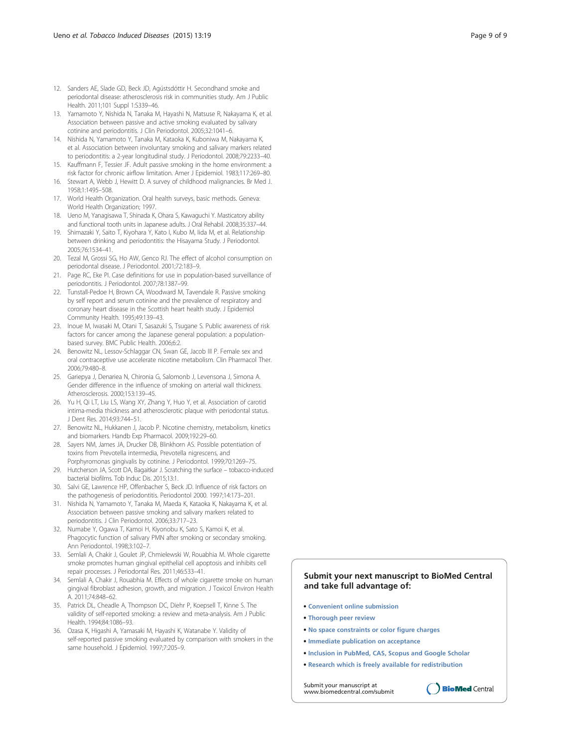12. Sanders AE, Slade GD, Beck JD, Agústsdóttir H. Secondhand smoke and periodontal disease: atherosclerosis risk in communities study. Am J Public Health. 2011;101 Suppl 1:S339–46.
13. Yamamoto Y, Nishida N, Tanaka M, Hayashi N, Matsuse R, Nakayama K, et al. Association between passive and active smoking evaluated by salivary cotinine and periodontitis. J Clin Periodontol. 2005;32:1041–6.
14. Nishida N, Yamamoto Y, Tanaka M, Kataoka K, Kuboniwa M, Nakayama K, et al. Association between involuntary smoking and salivary markers related to periodontitis: a 2-year longitudinal study. J Periodontol. 2008;79:2233–40.
15. Kauffmann F, Tessier JF. Adult passive smoking in the home environment: a risk factor for chronic airflow limitation. Amer J Epidemiol. 1983;117:269–80.
16. Stewart A, Webb J, Hewitt D. A survey of childhood malignancies. Br Med J. 1958;1:1495–508.
17. World Health Organization. Oral health surveys, basic methods. Geneva: World Health Organization; 1997.
18. Ueno M, Yanagisawa T, Shinada K, Ohara S, Kawaguchi Y. Masticatory ability and functional tooth units in Japanese adults. J Oral Rehabil. 2008;35:337–44.
19. Shimazaki Y, Saito T, Kiyohara Y, Kato I, Kubo M, Iida M, et al. Relationship between drinking and periodontitis: the Hisayama Study. J Periodontol. 2005;76:1534–41.
20. Tezal M, Grossi SG, Ho AW, Genco RJ. The effect of alcohol consumption on periodontal disease. J Periodontol. 2001;72:183–9.
21. Page RC, Eke PI. Case definitions for use in population-based surveillance of periodontitis. J Periodontol. 2007;78:1387–99.
22. Tunstall-Pedoe H, Brown CA, Woodward M, Tavendale R. Passive smoking by self report and serum cotinine and the prevalence of respiratory and coronary heart disease in the Scottish heart health study. J Epidemiol Community Health. 1995;49:139–43.
23. Inoue M, Iwasaki M, Otani T, Sasazuki S, Tsugane S. Public awareness of risk factors for cancer among the Japanese general population: a population-based survey. BMC Public Health. 2006;6:2.
24. Benowitz NL, Lessov-Schlaggar CN, Swan GE, Jacob III P. Female sex and oral contraceptive use accelerate nicotine metabolism. Clin Pharmacol Ther. 2006;79:480–8.
25. Gariepya J, Denariea N, Chironia G, Salomonb J, Levensona J, Simona A. Gender difference in the influence of smoking on arterial wall thickness. Atherosclerosis. 2000;153:139–45.
26. Yu H, Qi LT, Liu LS, Wang XY, Zhang Y, Huo Y, et al. Association of carotid intima-media thickness and atherosclerotic plaque with periodontal status. J Dent Res. 2014;93:744–51.
27. Benowitz NL, Hukkanen J, Jacob P. Nicotine chemistry, metabolism, kinetics and biomarkers. Handb Exp Pharmacol. 2009;192:29–60.
28. Sayers NM, James JA, Drucker DB, Blinkhorn AS. Possible potentiation of toxins from Prevotella intermedia, Prevotella nigrescens, and Porphyromonas gingivalis by cotinine. J Periodontol. 1999;70:1269–75.
29. Hutcherson JA, Scott DA, Bagaitkar J. Scratching the surface – tobacco-induced bacterial biofilms. Tob Induc Dis. 2015;13:1.
30. Salvi GE, Lawrence HP, Offenbacher S, Beck JD. Influence of risk factors on the pathogenesis of periodontitis. Periodontol 2000. 1997;14:173–201.
31. Nishida N, Yamamoto Y, Tanaka M, Maeda K, Kataoka K, Nakayama K, et al. Association between passive smoking and salivary markers related to periodontitis. J Clin Periodontol. 2006;33:717–23.
32. Numabe Y, Ogawa T, Kamoi H, Kiyonobu K, Sato S, Kamoi K, et al. Phagocytic function of salivary PMN after smoking or secondary smoking. Ann Periodontol. 1998;3:102–7.
33. Semlali A, Chakir J, Goulet JP, Chmielewski W, Rouabhia M. Whole cigarette smoke promotes human gingival epithelial cell apoptosis and inhibits cell repair processes. J Periodontal Res. 2011;46:533–41.
34. Semlali A, Chakir J, Rouabhia M. Effects of whole cigarette smoke on human gingival fibroblast adhesion, growth, and migration. J Toxicol Environ Health A. 2011;74:848–62.
35. Patrick DL, Cheadle A, Thompson DC, Diehr P, Koepsell T, Kinne S. The validity of self-reported smoking: a review and meta-analysis. Am J Public Health. 1994;84:1086–93.
36. Ozasa K, Higashi A, Yamasaki M, Hayashi K, Watanabe Y. Validity of self-reported passive smoking evaluated by comparison with smokers in the same household. J Epidemiol. 1997;7:205–9.

**Submit your next manuscript to BioMed Central and take full advantage of:**

- **Convenient online submission**
- **Thorough peer review**
- **No space constraints or color figure charges**
- **Immediate publication on acceptance**
- **Inclusion in PubMed, CAS, Scopus and Google Scholar**
- **Research which is freely available for redistribution**

Submit your manuscript at
www.biomedcentral.com/submit

BioMed Central